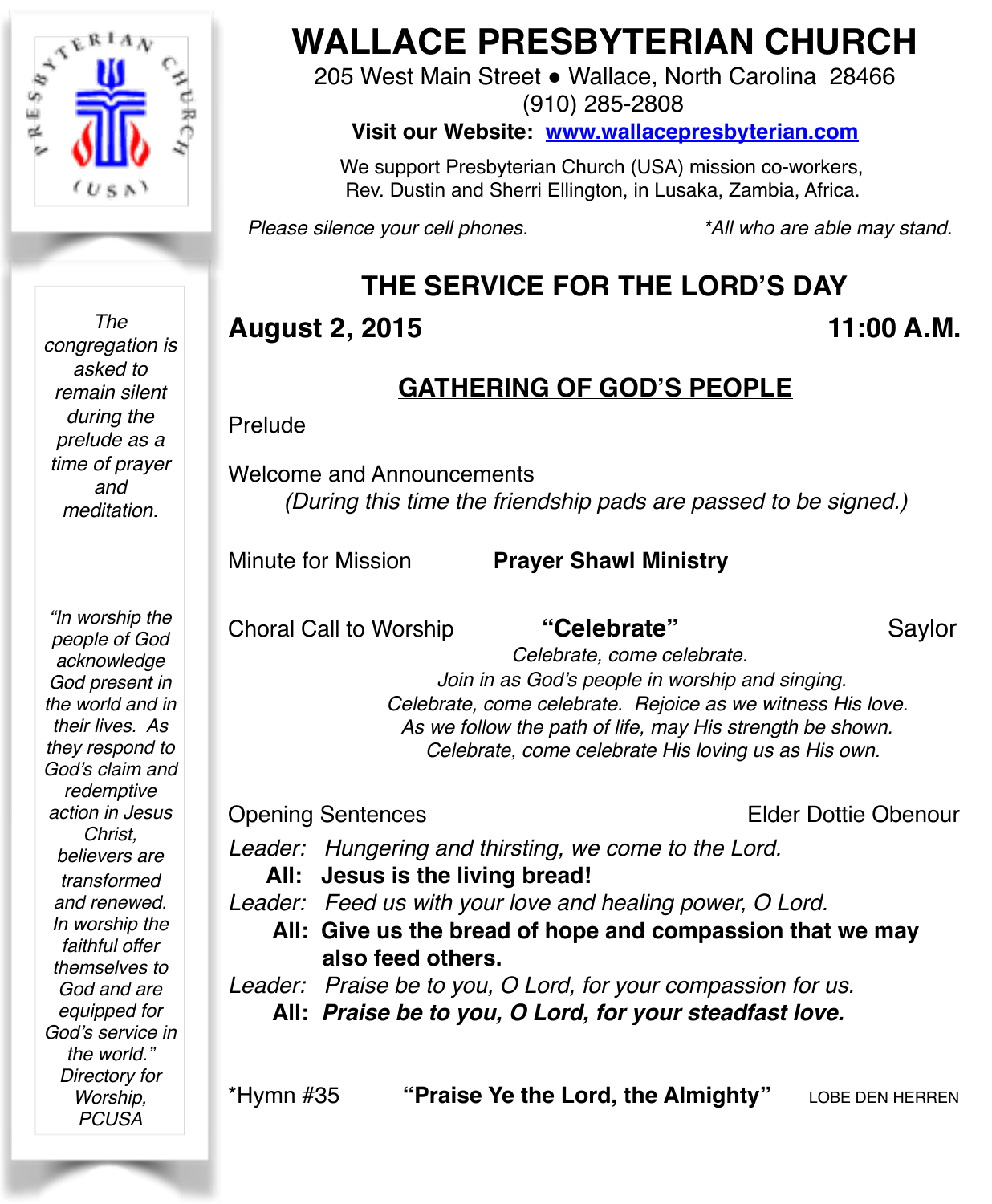# WALLACE PRESBYTERIAN CHURCH

205 West Main Street ● Wallace, North Carolina 28466
(910) 285-2808
**Visit our Website: www.wallacepresbyterian.com**

We support Presbyterian Church (USA) mission co-workers, Rev. Dustin and Sherri Ellington, in Lusaka, Zambia, Africa.

*Please silence your cell phones.* *\*All who are able may stand.*

*The congregation is asked to remain silent during the prelude as a time of prayer and meditation.*

*"In worship the people of God acknowledge God present in the world and in their lives. As they respond to God's claim and redemptive action in Jesus Christ, believers are transformed and renewed. In worship the faithful offer themselves to God and are equipped for God's service in the world." Directory for Worship, PCUSA*

## THE SERVICE FOR THE LORD'S DAY

**August 2, 2015** **11:00 A.M.**

### GATHERING OF GOD'S PEOPLE

Prelude

Welcome and Announcements
*(During this time the friendship pads are passed to be signed.)*

Minute for Mission **Prayer Shawl Ministry**

Choral Call to Worship **"Celebrate"** Saylor

*Celebrate, come celebrate.*
*Join in as God's people in worship and singing.*
*Celebrate, come celebrate. Rejoice as we witness His love.*
*As we follow the path of life, may His strength be shown.*
*Celebrate, come celebrate His loving us as His own.*

Opening Sentences Elder Dottie Obenour

*Leader:* *Hungering and thirsting, we come to the Lord.*
**All: Jesus is the living bread!**
*Leader:* *Feed us with your love and healing power, O Lord.*
**All: Give us the bread of hope and compassion that we may also feed others.**
*Leader:* *Praise be to you, O Lord, for your compassion for us.*
**All: *Praise be to you, O Lord, for your steadfast love.***

\*Hymn #35 **"Praise Ye the Lord, the Almighty"** LOBE DEN HERREN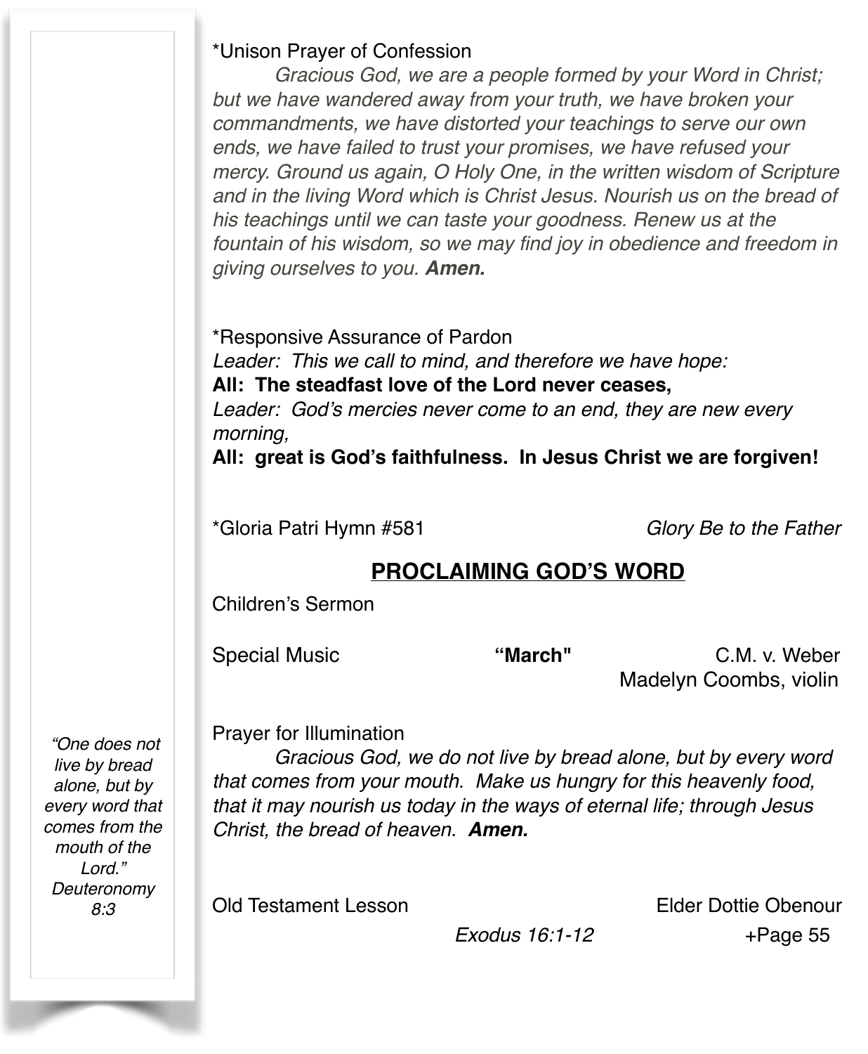*Unison Prayer of Confession

*Gracious God, we are a people formed by your Word in Christ; but we have wandered away from your truth, we have broken your commandments, we have distorted your teachings to serve our own ends, we have failed to trust your promises, we have refused your mercy. Ground us again, O Holy One, in the written wisdom of Scripture and in the living Word which is Christ Jesus. Nourish us on the bread of his teachings until we can taste your goodness. Renew us at the fountain of his wisdom, so we may find joy in obedience and freedom in giving ourselves to you.* ***Amen.***

*Responsive Assurance of Pardon

*Leader: This we call to mind, and therefore we have hope:*

**All: The steadfast love of the Lord never ceases,**

*Leader: God's mercies never come to an end, they are new every morning,*

**All: great is God's faithfulness. In Jesus Christ we are forgiven!**

*Gloria Patri Hymn #581 — *Glory Be to the Father*

## PROCLAIMING GOD'S WORD

Children's Sermon

Special Music — **"March"** — C.M. v. Weber
Madelyn Coombs, violin

Prayer for Illumination

*Gracious God, we do not live by bread alone, but by every word that comes from your mouth. Make us hungry for this heavenly food, that it may nourish us today in the ways of eternal life; through Jesus Christ, the bread of heaven.* ***Amen.***

*"One does not live by bread alone, but by every word that comes from the mouth of the Lord." Deuteronomy 8:3*

Old Testament Lesson — Elder Dottie Obenour
*Exodus 16:1-12* — +Page 55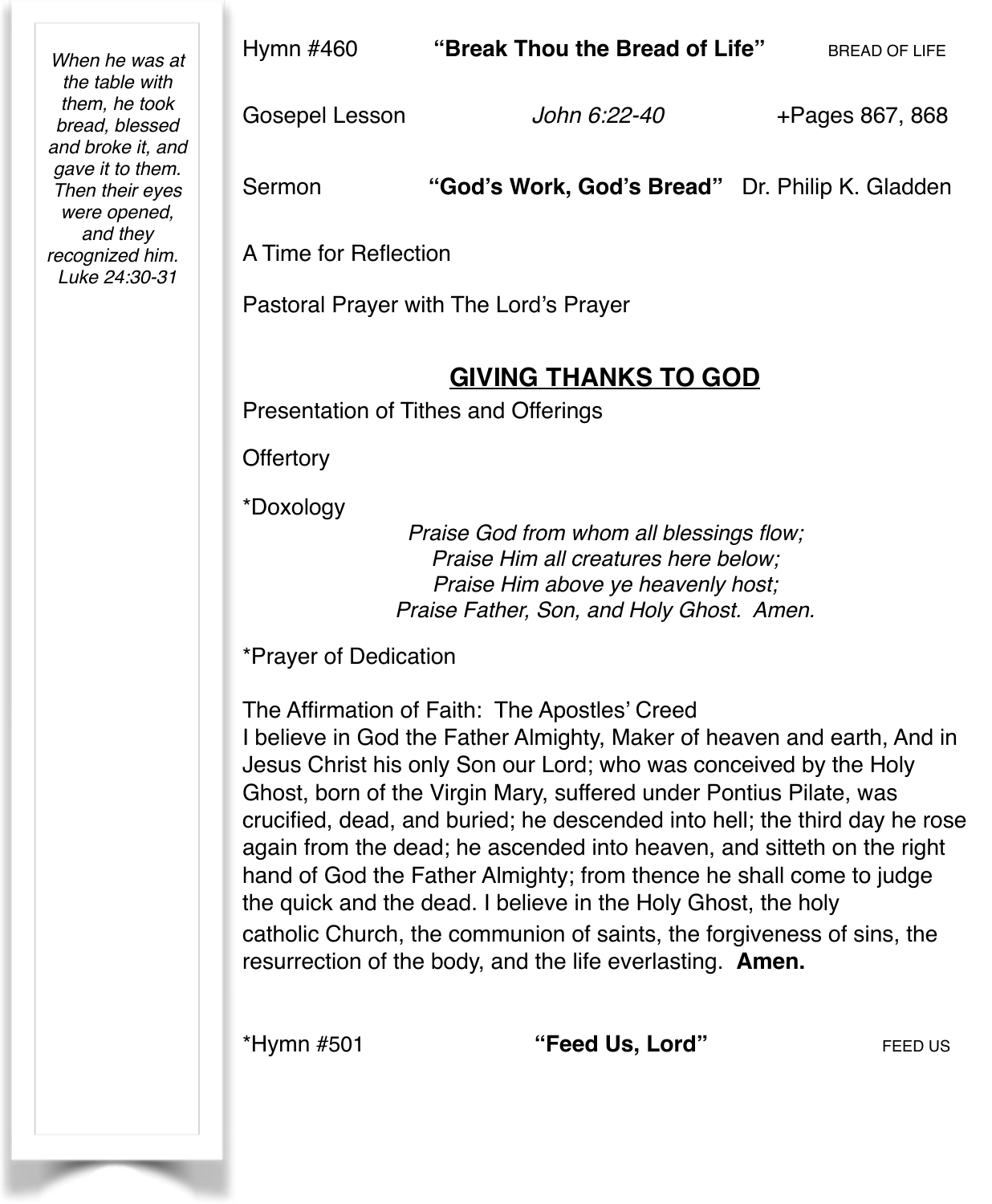*When he was at the table with them, he took bread, blessed and broke it, and gave it to them. Then their eyes were opened, and they recognized him.*
*Luke 24:30-31*

Hymn #460 **"Break Thou the Bread of Life"** BREAD OF LIFE

Gosepel Lesson *John 6:22-40* +Pages 867, 868

Sermon **"God's Work, God's Bread"** Dr. Philip K. Gladden

A Time for Reflection

Pastoral Prayer with The Lord's Prayer

## GIVING THANKS TO GOD

Presentation of Tithes and Offerings

Offertory

*Doxology

*Praise God from whom all blessings flow;*
*Praise Him all creatures here below;*
*Praise Him above ye heavenly host;*
*Praise Father, Son, and Holy Ghost. Amen.*

*Prayer of Dedication

The Affirmation of Faith: The Apostles' Creed
I believe in God the Father Almighty, Maker of heaven and earth, And in Jesus Christ his only Son our Lord; who was conceived by the Holy Ghost, born of the Virgin Mary, suffered under Pontius Pilate, was crucified, dead, and buried; he descended into hell; the third day he rose again from the dead; he ascended into heaven, and sitteth on the right hand of God the Father Almighty; from thence he shall come to judge the quick and the dead. I believe in the Holy Ghost, the holy catholic Church, the communion of saints, the forgiveness of sins, the resurrection of the body, and the life everlasting. **Amen.**

*Hymn #501 **"Feed Us, Lord"** FEED US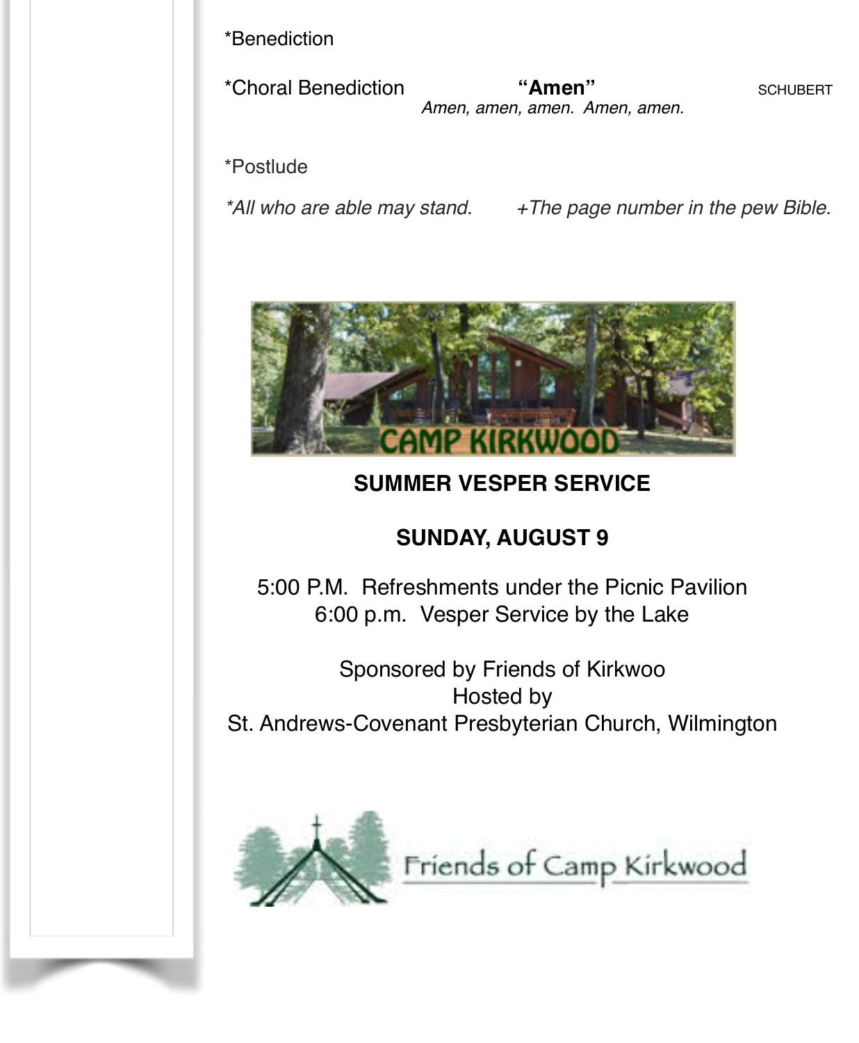*Benediction

*Choral Benediction **"Amen"** SCHUBERT

*Amen, amen, amen. Amen, amen.*

*Postlude

*\*All who are able may stand.* *+The page number in the pew Bible.*

**SUMMER VESPER SERVICE**

**SUNDAY, AUGUST 9**

5:00 P.M. Refreshments under the Picnic Pavilion
6:00 p.m. Vesper Service by the Lake

Sponsored by Friends of Kirkwoo
Hosted by
St. Andrews-Covenant Presbyterian Church, Wilmington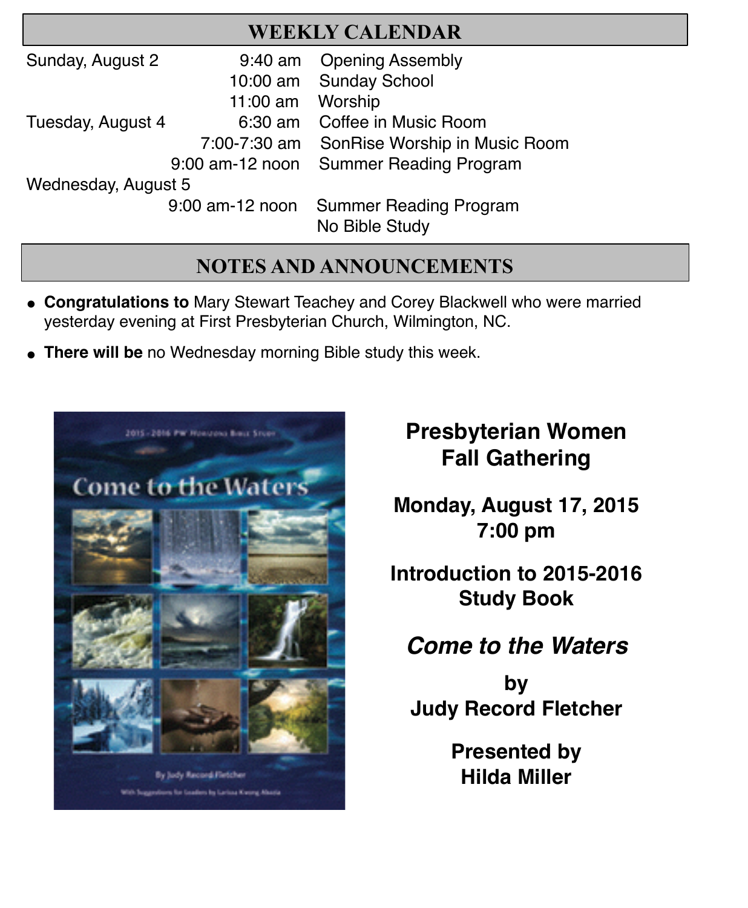## WEEKLY CALENDAR

| | | |
|---|---|---|
| Sunday, August 2 | 9:40 am | Opening Assembly |
| | 10:00 am | Sunday School |
| | 11:00 am | Worship |
| Tuesday, August 4 | 6:30 am | Coffee in Music Room |
| | 7:00-7:30 am | SonRise Worship in Music Room |
| | 9:00 am-12 noon | Summer Reading Program |
| Wednesday, August 5 | | |
| | 9:00 am-12 noon | Summer Reading Program |
| | | No Bible Study |

## NOTES AND ANNOUNCEMENTS

- **Congratulations to** Mary Stewart Teachey and Corey Blackwell who were married yesterday evening at First Presbyterian Church, Wilmington, NC.
- **There will be** no Wednesday morning Bible study this week.

**Presbyterian Women Fall Gathering**

**Monday, August 17, 2015**
**7:00 pm**

**Introduction to 2015-2016 Study Book**

***Come to the Waters***

**by**
**Judy Record Fletcher**

**Presented by**
**Hilda Miller**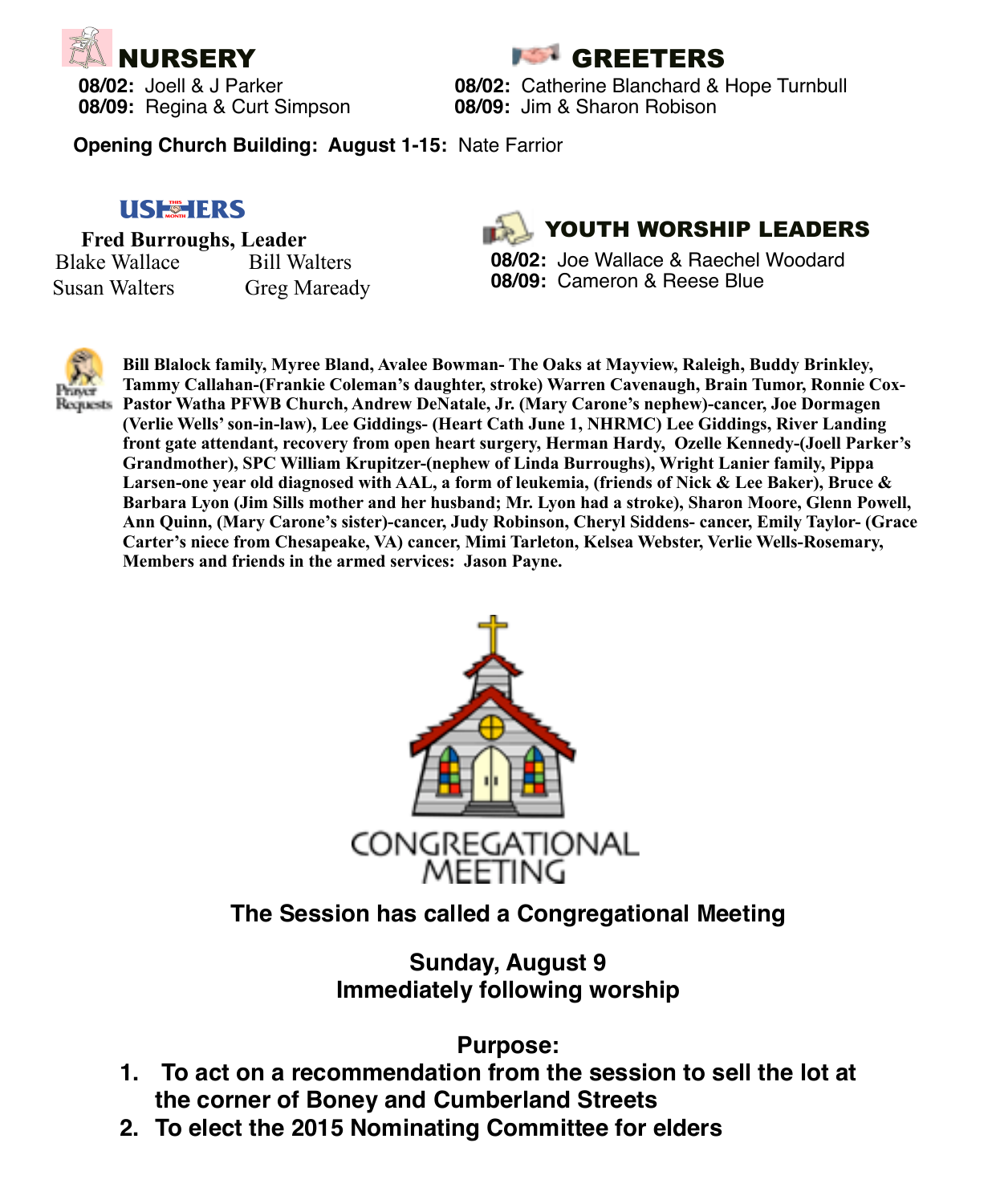## NURSERY

**08/02:** Joell & J Parker
**08/09:** Regina & Curt Simpson

## GREETERS

**08/02:** Catherine Blanchard & Hope Turnbull
**08/09:** Jim & Sharon Robison

**Opening Church Building: August 1-15:** Nate Farrior

## USHERS

**Fred Burroughs, Leader**

Blake Wallace
Bill Walters
Susan Walters
Greg Maready

## YOUTH WORSHIP LEADERS

**08/02:** Joe Wallace & Raechel Woodard
**08/09:** Cameron & Reese Blue

Prayer Requests

**Bill Blalock family, Myree Bland, Avalee Bowman- The Oaks at Mayview, Raleigh, Buddy Brinkley, Tammy Callahan-(Frankie Coleman's daughter, stroke) Warren Cavenaugh, Brain Tumor, Ronnie Cox-Pastor Watha PFWB Church, Andrew DeNatale, Jr. (Mary Carone's nephew)-cancer, Joe Dormagen (Verlie Wells' son-in-law), Lee Giddings- (Heart Cath June 1, NHRMC) Lee Giddings, River Landing front gate attendant, recovery from open heart surgery, Herman Hardy, Ozelle Kennedy-(Joell Parker's Grandmother), SPC William Krupitzer-(nephew of Linda Burroughs), Wright Lanier family, Pippa Larsen-one year old diagnosed with AAL, a form of leukemia, (friends of Nick & Lee Baker), Bruce & Barbara Lyon (Jim Sills mother and her husband; Mr. Lyon had a stroke), Sharon Moore, Glenn Powell, Ann Quinn, (Mary Carone's sister)-cancer, Judy Robinson, Cheryl Siddens- cancer, Emily Taylor- (Grace Carter's niece from Chesapeake, VA) cancer, Mimi Tarleton, Kelsea Webster, Verlie Wells-Rosemary, Members and friends in the armed services: Jason Payne.**

CONGREGATIONAL MEETING

**The Session has called a Congregational Meeting**

**Sunday, August 9**
**Immediately following worship**

**Purpose:**

1. **To act on a recommendation from the session to sell the lot at the corner of Boney and Cumberland Streets**
2. **To elect the 2015 Nominating Committee for elders**